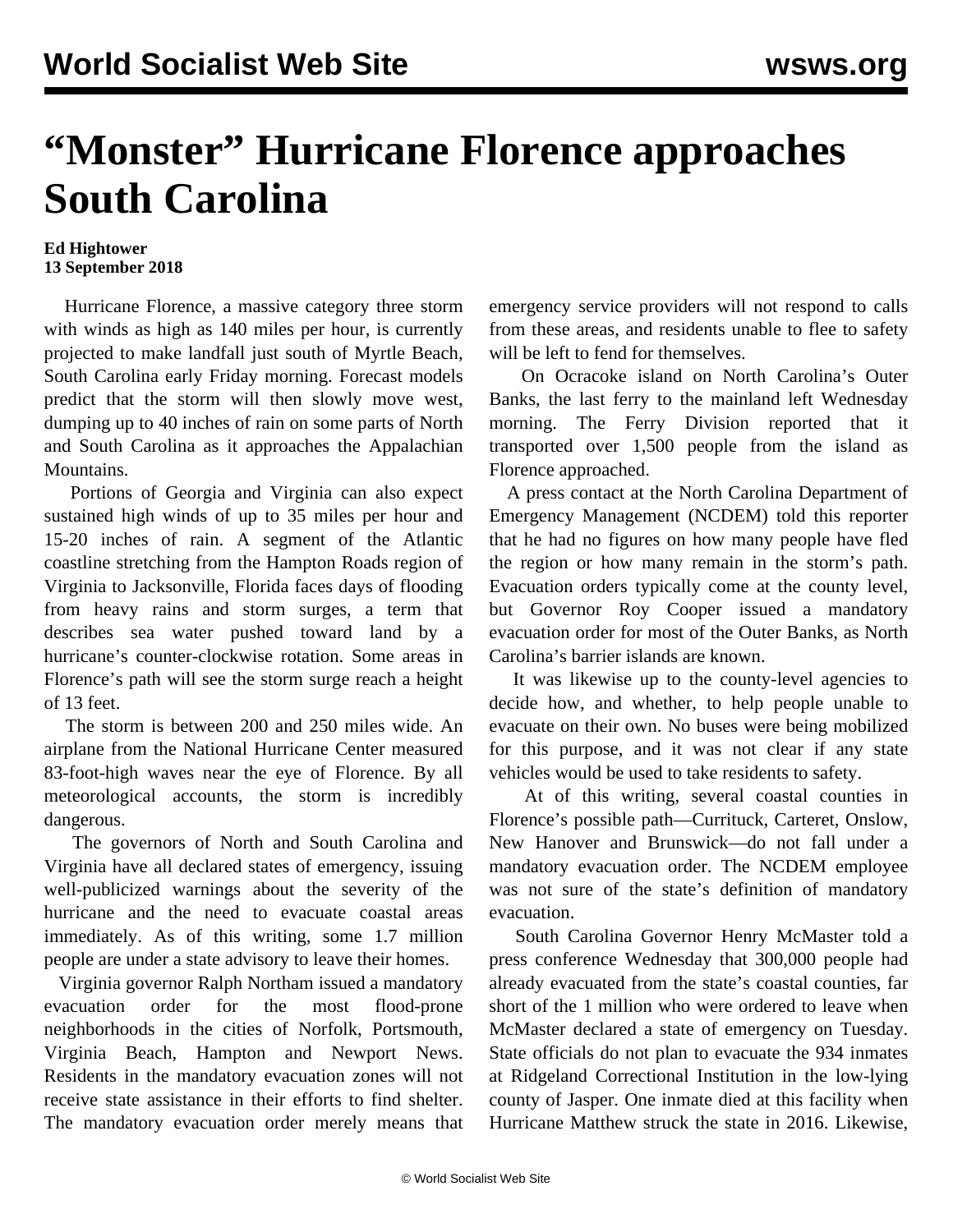# "Monster" Hurricane Florence approaches South Carolina

**Ed Hightower**
**13 September 2018**

Hurricane Florence, a massive category three storm with winds as high as 140 miles per hour, is currently projected to make landfall just south of Myrtle Beach, South Carolina early Friday morning. Forecast models predict that the storm will then slowly move west, dumping up to 40 inches of rain on some parts of North and South Carolina as it approaches the Appalachian Mountains.

Portions of Georgia and Virginia can also expect sustained high winds of up to 35 miles per hour and 15-20 inches of rain. A segment of the Atlantic coastline stretching from the Hampton Roads region of Virginia to Jacksonville, Florida faces days of flooding from heavy rains and storm surges, a term that describes sea water pushed toward land by a hurricane's counter-clockwise rotation. Some areas in Florence's path will see the storm surge reach a height of 13 feet.

The storm is between 200 and 250 miles wide. An airplane from the National Hurricane Center measured 83-foot-high waves near the eye of Florence. By all meteorological accounts, the storm is incredibly dangerous.

The governors of North and South Carolina and Virginia have all declared states of emergency, issuing well-publicized warnings about the severity of the hurricane and the need to evacuate coastal areas immediately. As of this writing, some 1.7 million people are under a state advisory to leave their homes.

Virginia governor Ralph Northam issued a mandatory evacuation order for the most flood-prone neighborhoods in the cities of Norfolk, Portsmouth, Virginia Beach, Hampton and Newport News. Residents in the mandatory evacuation zones will not receive state assistance in their efforts to find shelter. The mandatory evacuation order merely means that emergency service providers will not respond to calls from these areas, and residents unable to flee to safety will be left to fend for themselves.

On Ocracoke island on North Carolina's Outer Banks, the last ferry to the mainland left Wednesday morning. The Ferry Division reported that it transported over 1,500 people from the island as Florence approached.

A press contact at the North Carolina Department of Emergency Management (NCDEM) told this reporter that he had no figures on how many people have fled the region or how many remain in the storm's path. Evacuation orders typically come at the county level, but Governor Roy Cooper issued a mandatory evacuation order for most of the Outer Banks, as North Carolina's barrier islands are known.

It was likewise up to the county-level agencies to decide how, and whether, to help people unable to evacuate on their own. No buses were being mobilized for this purpose, and it was not clear if any state vehicles would be used to take residents to safety.

At of this writing, several coastal counties in Florence's possible path—Currituck, Carteret, Onslow, New Hanover and Brunswick—do not fall under a mandatory evacuation order. The NCDEM employee was not sure of the state's definition of mandatory evacuation.

South Carolina Governor Henry McMaster told a press conference Wednesday that 300,000 people had already evacuated from the state's coastal counties, far short of the 1 million who were ordered to leave when McMaster declared a state of emergency on Tuesday. State officials do not plan to evacuate the 934 inmates at Ridgeland Correctional Institution in the low-lying county of Jasper. One inmate died at this facility when Hurricane Matthew struck the state in 2016. Likewise,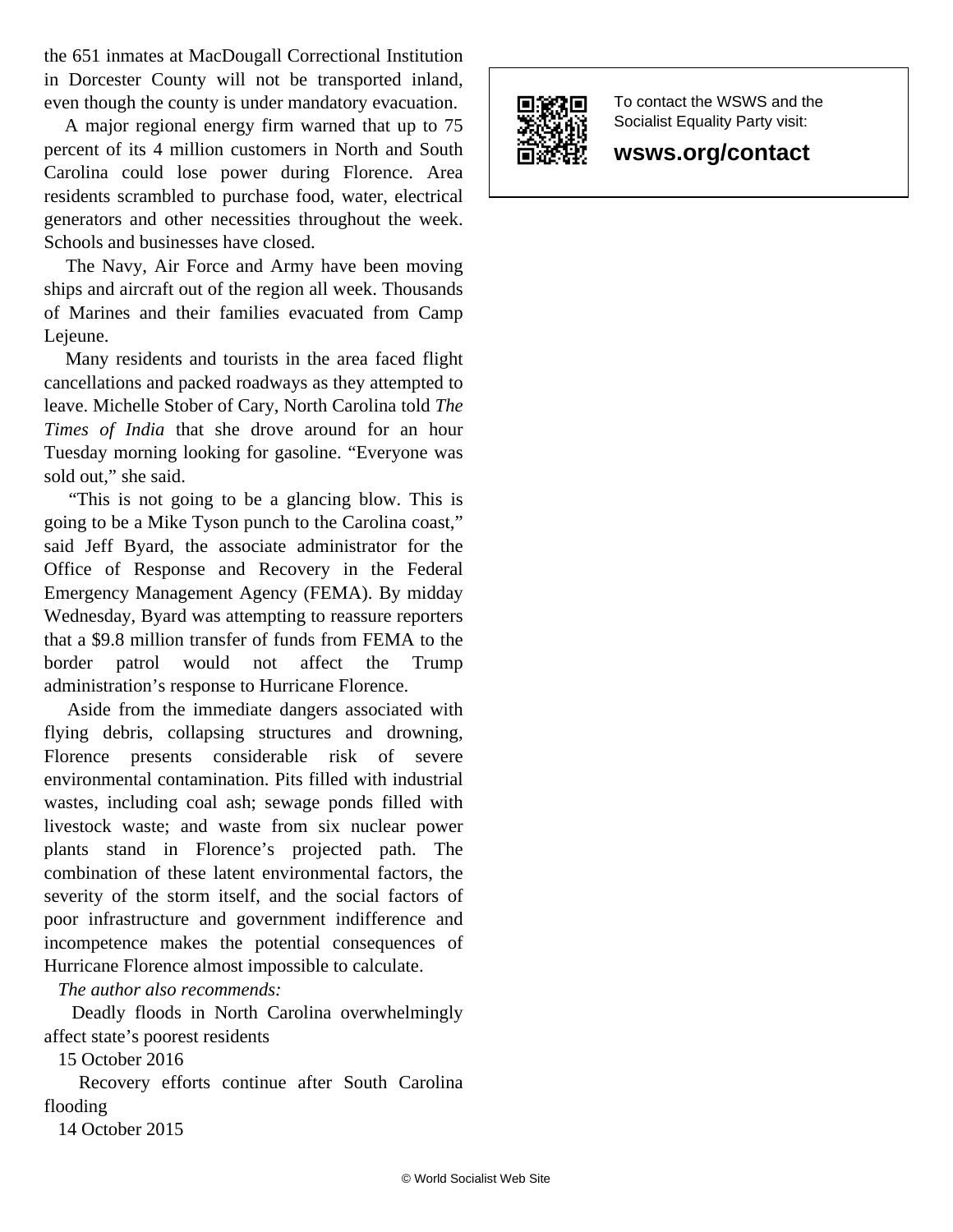the 651 inmates at MacDougall Correctional Institution in Dorcester County will not be transported inland, even though the county is under mandatory evacuation.

A major regional energy firm warned that up to 75 percent of its 4 million customers in North and South Carolina could lose power during Florence. Area residents scrambled to purchase food, water, electrical generators and other necessities throughout the week. Schools and businesses have closed.

The Navy, Air Force and Army have been moving ships and aircraft out of the region all week. Thousands of Marines and their families evacuated from Camp Lejeune.

Many residents and tourists in the area faced flight cancellations and packed roadways as they attempted to leave. Michelle Stober of Cary, North Carolina told *The Times of India* that she drove around for an hour Tuesday morning looking for gasoline. "Everyone was sold out," she said.

"This is not going to be a glancing blow. This is going to be a Mike Tyson punch to the Carolina coast," said Jeff Byard, the associate administrator for the Office of Response and Recovery in the Federal Emergency Management Agency (FEMA). By midday Wednesday, Byard was attempting to reassure reporters that a $9.8 million transfer of funds from FEMA to the border patrol would not affect the Trump administration's response to Hurricane Florence.

Aside from the immediate dangers associated with flying debris, collapsing structures and drowning, Florence presents considerable risk of severe environmental contamination. Pits filled with industrial wastes, including coal ash; sewage ponds filled with livestock waste; and waste from six nuclear power plants stand in Florence's projected path. The combination of these latent environmental factors, the severity of the storm itself, and the social factors of poor infrastructure and government indifference and incompetence makes the potential consequences of Hurricane Florence almost impossible to calculate.

*The author also recommends:*

Deadly floods in North Carolina overwhelmingly affect state's poorest residents

15 October 2016

Recovery efforts continue after South Carolina flooding

14 October 2015

To contact the WSWS and the Socialist Equality Party visit:

**wsws.org/contact**